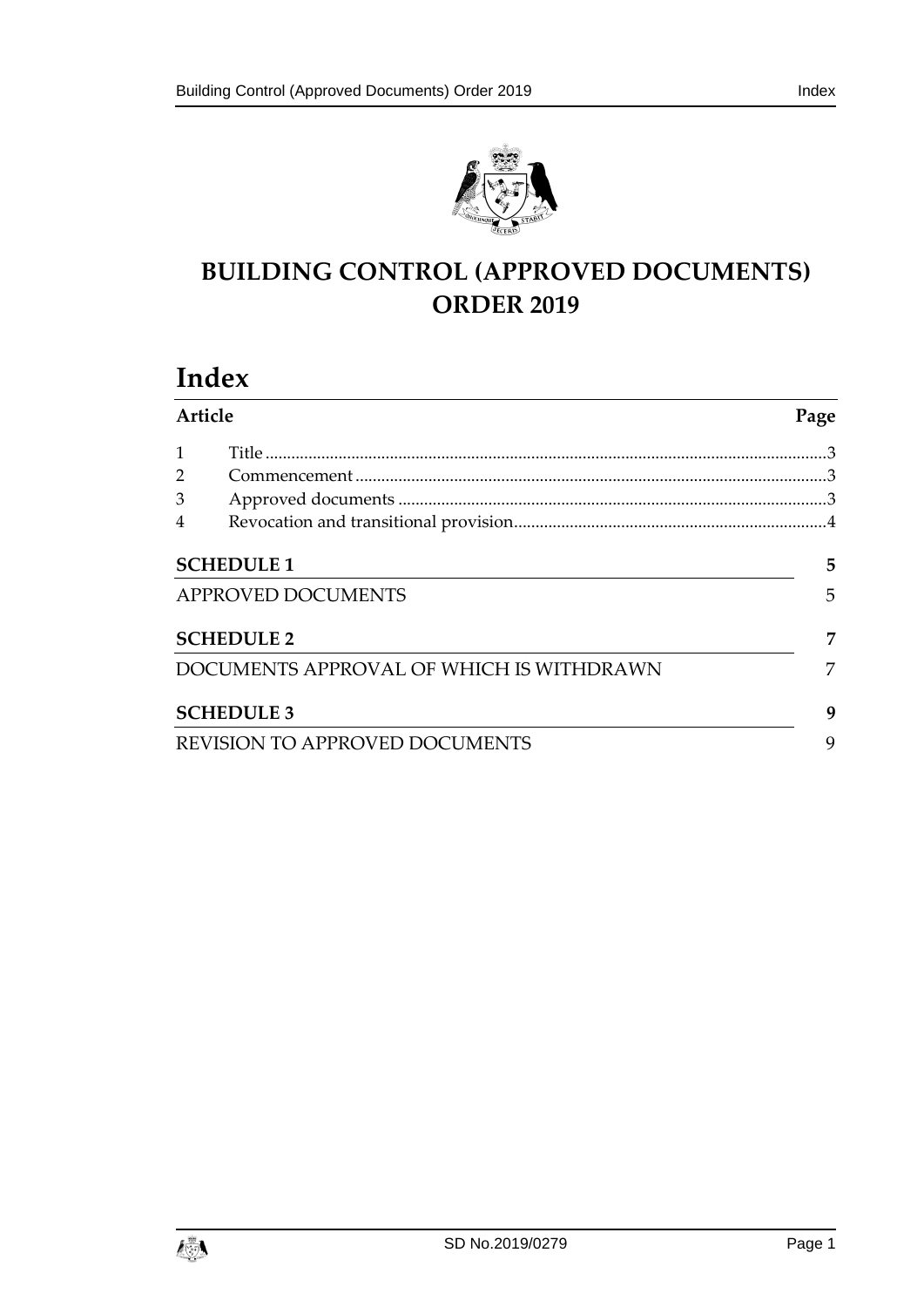# BUILDING CONTROL (APPROVED DOCUMENTS) ORDER 2019

## Index

| Article | | Page |
|---|---|---|
| 1 | Title | 3 |
| 2 | Commencement | 3 |
| 3 | Approved documents | 3 |
| 4 | Revocation and transitional provision | 4 |

| | Page |
|---|---|
| **SCHEDULE 1** | 5 |
| APPROVED DOCUMENTS | 5 |
| **SCHEDULE 2** | 7 |
| DOCUMENTS APPROVAL OF WHICH IS WITHDRAWN | 7 |
| **SCHEDULE 3** | 9 |
| REVISION TO APPROVED DOCUMENTS | 9 |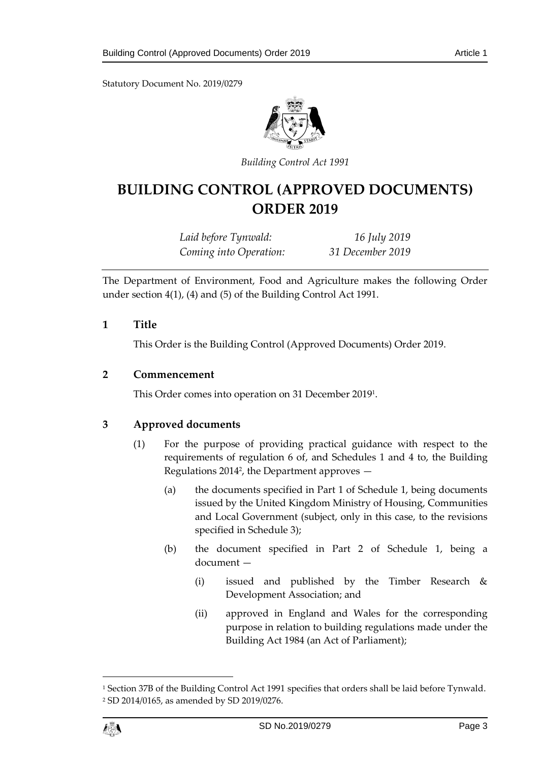Statutory Document No. 2019/0279

*Building Control Act 1991*

# BUILDING CONTROL (APPROVED DOCUMENTS) ORDER 2019

| | |
|---|---|
| *Laid before Tynwald:* | *16 July 2019* |
| *Coming into Operation:* | *31 December 2019* |

The Department of Environment, Food and Agriculture makes the following Order under section 4(1), (4) and (5) of the Building Control Act 1991.

## 1 Title

This Order is the Building Control (Approved Documents) Order 2019.

## 2 Commencement

This Order comes into operation on 31 December 2019[1].

## 3 Approved documents

(1) For the purpose of providing practical guidance with respect to the requirements of regulation 6 of, and Schedules 1 and 4 to, the Building Regulations 2014[2], the Department approves —

(a) the documents specified in Part 1 of Schedule 1, being documents issued by the United Kingdom Ministry of Housing, Communities and Local Government (subject, only in this case, to the revisions specified in Schedule 3);

(b) the document specified in Part 2 of Schedule 1, being a document —

(i) issued and published by the Timber Research & Development Association; and

(ii) approved in England and Wales for the corresponding purpose in relation to building regulations made under the Building Act 1984 (an Act of Parliament);

---

[1] Section 37B of the Building Control Act 1991 specifies that orders shall be laid before Tynwald.

[2] SD 2014/0165, as amended by SD 2019/0276.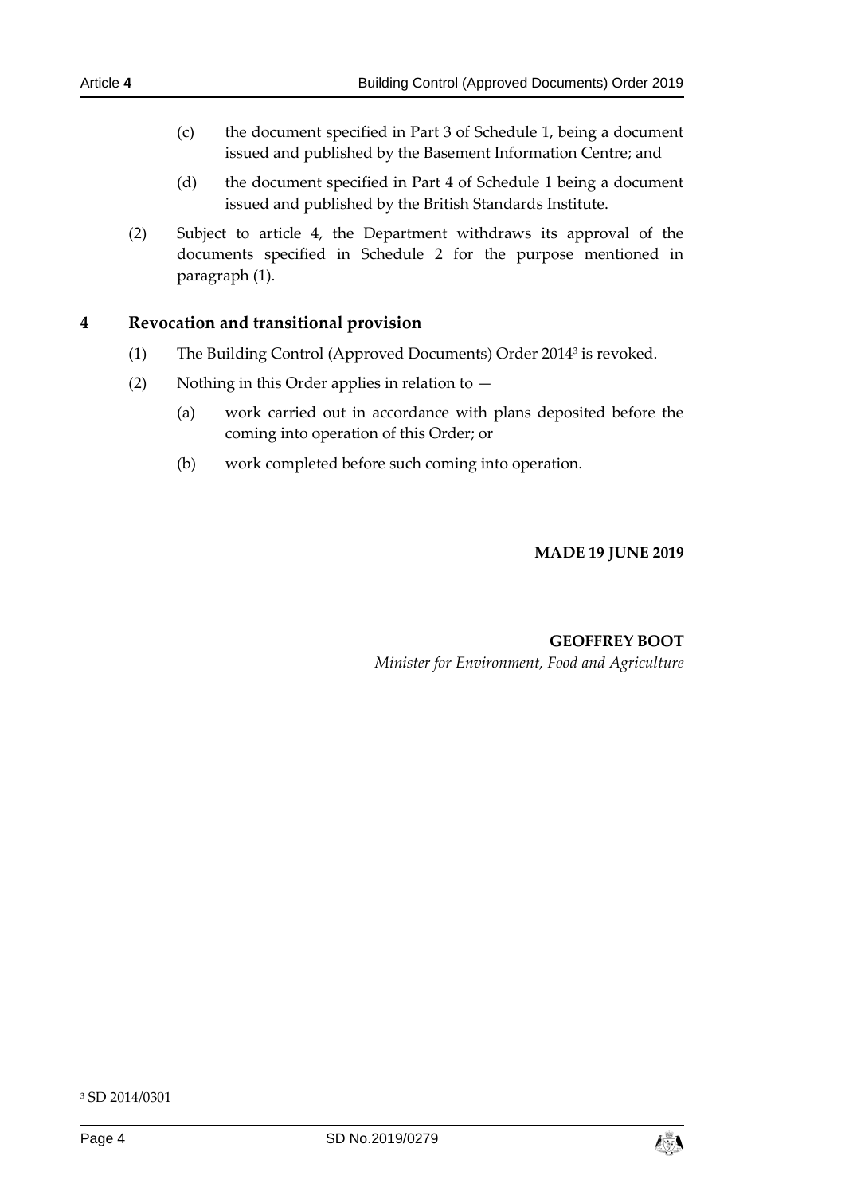(c) the document specified in Part 3 of Schedule 1, being a document issued and published by the Basement Information Centre; and

(d) the document specified in Part 4 of Schedule 1 being a document issued and published by the British Standards Institute.

(2) Subject to article 4, the Department withdraws its approval of the documents specified in Schedule 2 for the purpose mentioned in paragraph (1).

## 4 Revocation and transitional provision

(1) The Building Control (Approved Documents) Order 2014[3] is revoked.

(2) Nothing in this Order applies in relation to —

(a) work carried out in accordance with plans deposited before the coming into operation of this Order; or

(b) work completed before such coming into operation.

**MADE 19 JUNE 2019**

**GEOFFREY BOOT**
*Minister for Environment, Food and Agriculture*

[3] SD 2014/0301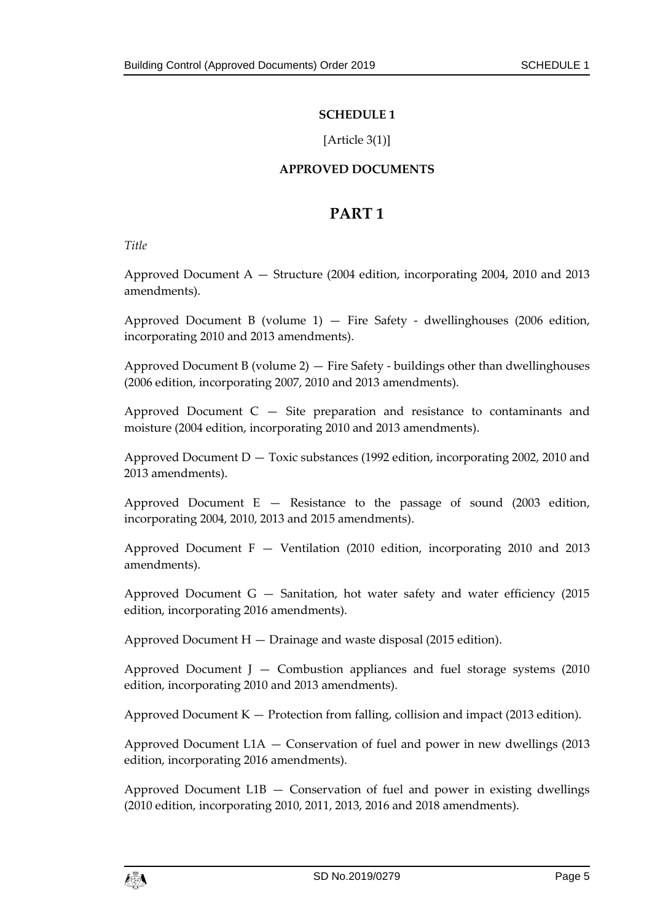**SCHEDULE 1**

[Article 3(1)]

**APPROVED DOCUMENTS**

# PART 1

*Title*

Approved Document A — Structure (2004 edition, incorporating 2004, 2010 and 2013 amendments).

Approved Document B (volume 1) — Fire Safety - dwellinghouses (2006 edition, incorporating 2010 and 2013 amendments).

Approved Document B (volume 2) — Fire Safety - buildings other than dwellinghouses (2006 edition, incorporating 2007, 2010 and 2013 amendments).

Approved Document C — Site preparation and resistance to contaminants and moisture (2004 edition, incorporating 2010 and 2013 amendments).

Approved Document D — Toxic substances (1992 edition, incorporating 2002, 2010 and 2013 amendments).

Approved Document E — Resistance to the passage of sound (2003 edition, incorporating 2004, 2010, 2013 and 2015 amendments).

Approved Document F — Ventilation (2010 edition, incorporating 2010 and 2013 amendments).

Approved Document G — Sanitation, hot water safety and water efficiency (2015 edition, incorporating 2016 amendments).

Approved Document H — Drainage and waste disposal (2015 edition).

Approved Document J — Combustion appliances and fuel storage systems (2010 edition, incorporating 2010 and 2013 amendments).

Approved Document K — Protection from falling, collision and impact (2013 edition).

Approved Document L1A — Conservation of fuel and power in new dwellings (2013 edition, incorporating 2016 amendments).

Approved Document L1B — Conservation of fuel and power in existing dwellings (2010 edition, incorporating 2010, 2011, 2013, 2016 and 2018 amendments).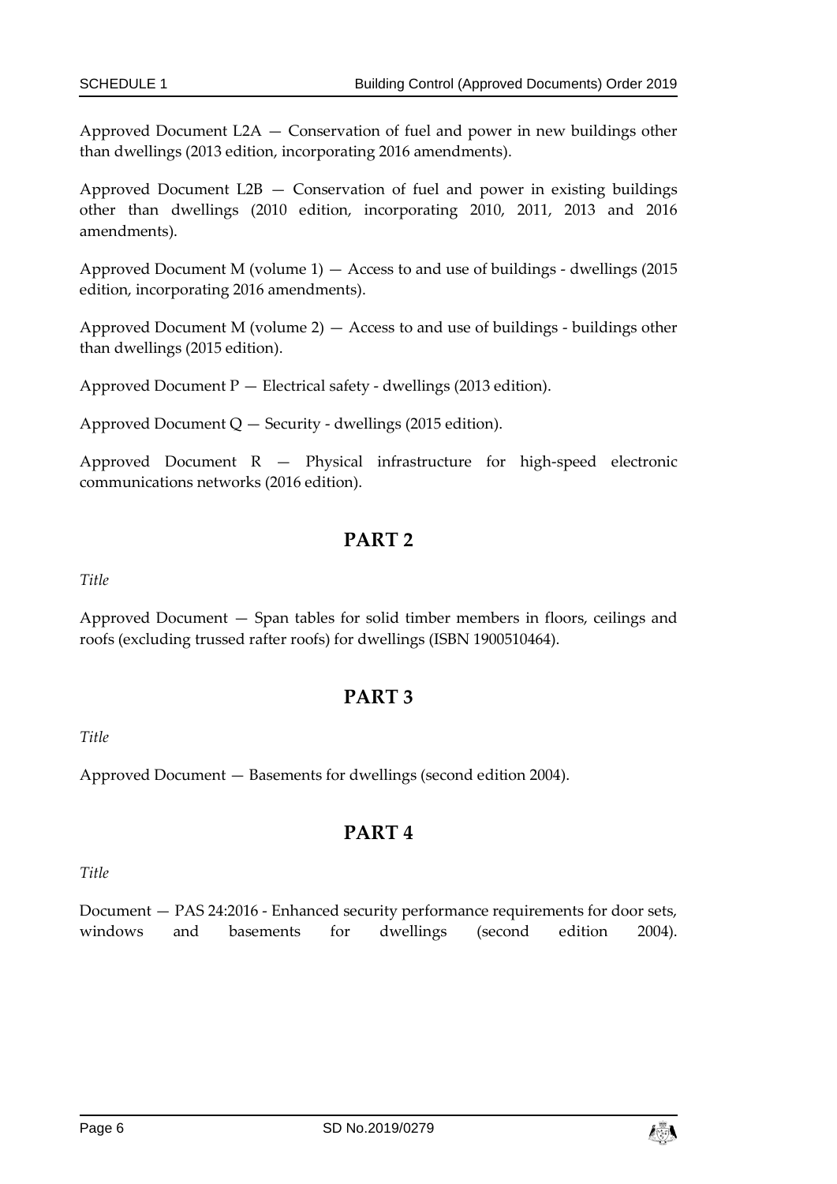Approved Document L2A — Conservation of fuel and power in new buildings other than dwellings (2013 edition, incorporating 2016 amendments).

Approved Document L2B — Conservation of fuel and power in existing buildings other than dwellings (2010 edition, incorporating 2010, 2011, 2013 and 2016 amendments).

Approved Document M (volume 1) — Access to and use of buildings - dwellings (2015 edition, incorporating 2016 amendments).

Approved Document M (volume 2) — Access to and use of buildings - buildings other than dwellings (2015 edition).

Approved Document P — Electrical safety - dwellings (2013 edition).

Approved Document Q — Security - dwellings (2015 edition).

Approved Document R — Physical infrastructure for high-speed electronic communications networks (2016 edition).

## PART 2

*Title*

Approved Document — Span tables for solid timber members in floors, ceilings and roofs (excluding trussed rafter roofs) for dwellings (ISBN 1900510464).

## PART 3

*Title*

Approved Document — Basements for dwellings (second edition 2004).

## PART 4

*Title*

Document — PAS 24:2016 - Enhanced security performance requirements for door sets, windows and basements for dwellings (second edition 2004).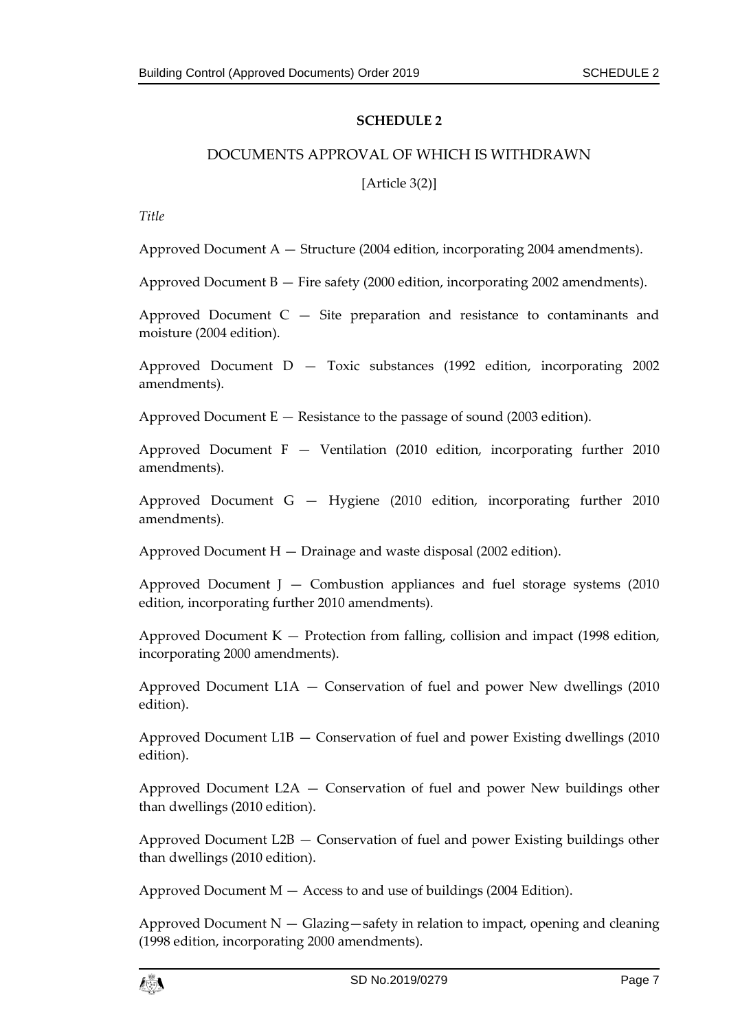## SCHEDULE 2

### DOCUMENTS APPROVAL OF WHICH IS WITHDRAWN

[Article 3(2)]

*Title*

Approved Document A — Structure (2004 edition, incorporating 2004 amendments).

Approved Document B — Fire safety (2000 edition, incorporating 2002 amendments).

Approved Document C — Site preparation and resistance to contaminants and moisture (2004 edition).

Approved Document D — Toxic substances (1992 edition, incorporating 2002 amendments).

Approved Document E — Resistance to the passage of sound (2003 edition).

Approved Document F — Ventilation (2010 edition, incorporating further 2010 amendments).

Approved Document G — Hygiene (2010 edition, incorporating further 2010 amendments).

Approved Document H — Drainage and waste disposal (2002 edition).

Approved Document J — Combustion appliances and fuel storage systems (2010 edition, incorporating further 2010 amendments).

Approved Document K — Protection from falling, collision and impact (1998 edition, incorporating 2000 amendments).

Approved Document L1A — Conservation of fuel and power New dwellings (2010 edition).

Approved Document L1B — Conservation of fuel and power Existing dwellings (2010 edition).

Approved Document L2A — Conservation of fuel and power New buildings other than dwellings (2010 edition).

Approved Document L2B — Conservation of fuel and power Existing buildings other than dwellings (2010 edition).

Approved Document M — Access to and use of buildings (2004 Edition).

Approved Document N — Glazing—safety in relation to impact, opening and cleaning (1998 edition, incorporating 2000 amendments).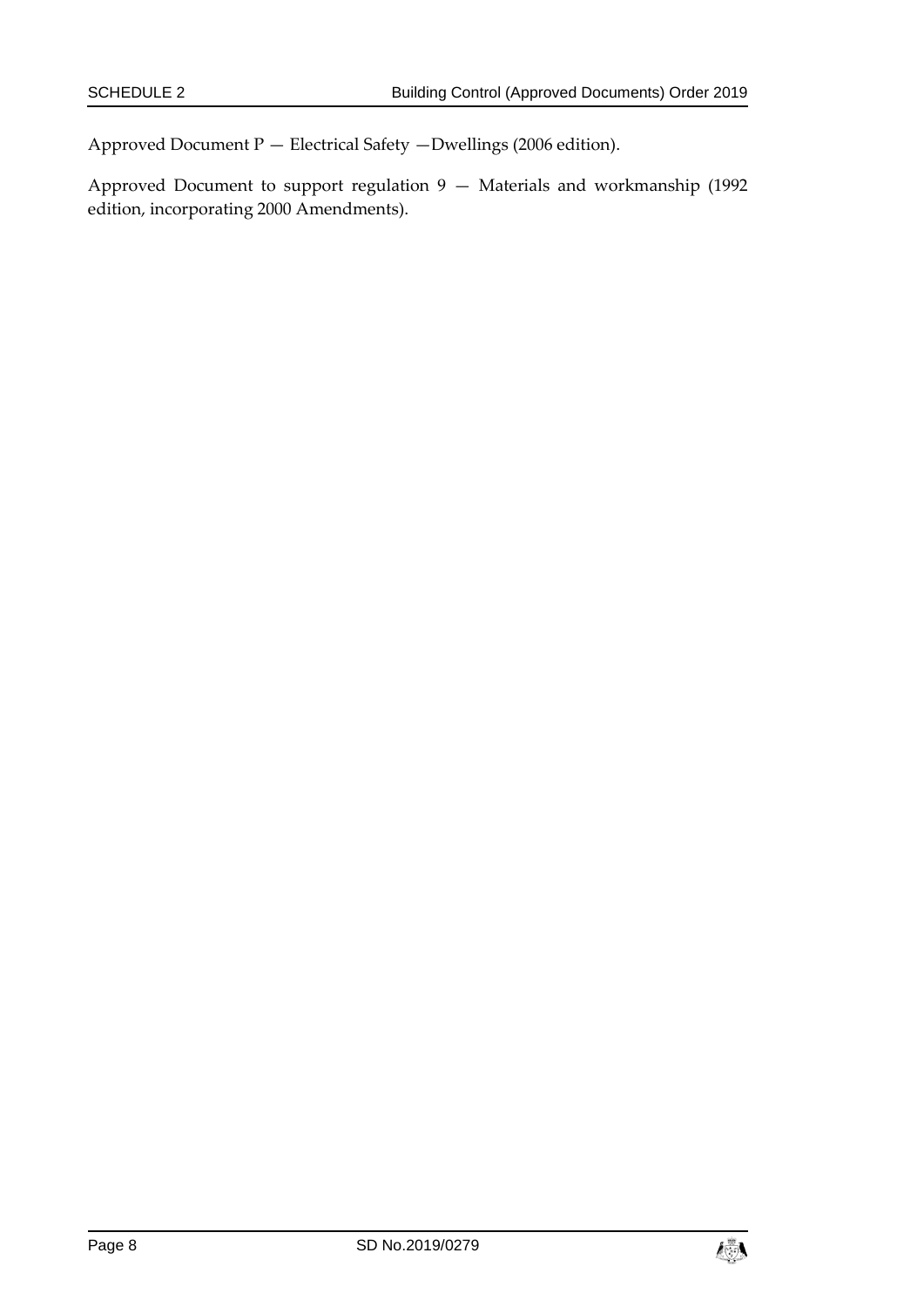Approved Document P — Electrical Safety —Dwellings (2006 edition).

Approved Document to support regulation 9 — Materials and workmanship (1992 edition, incorporating 2000 Amendments).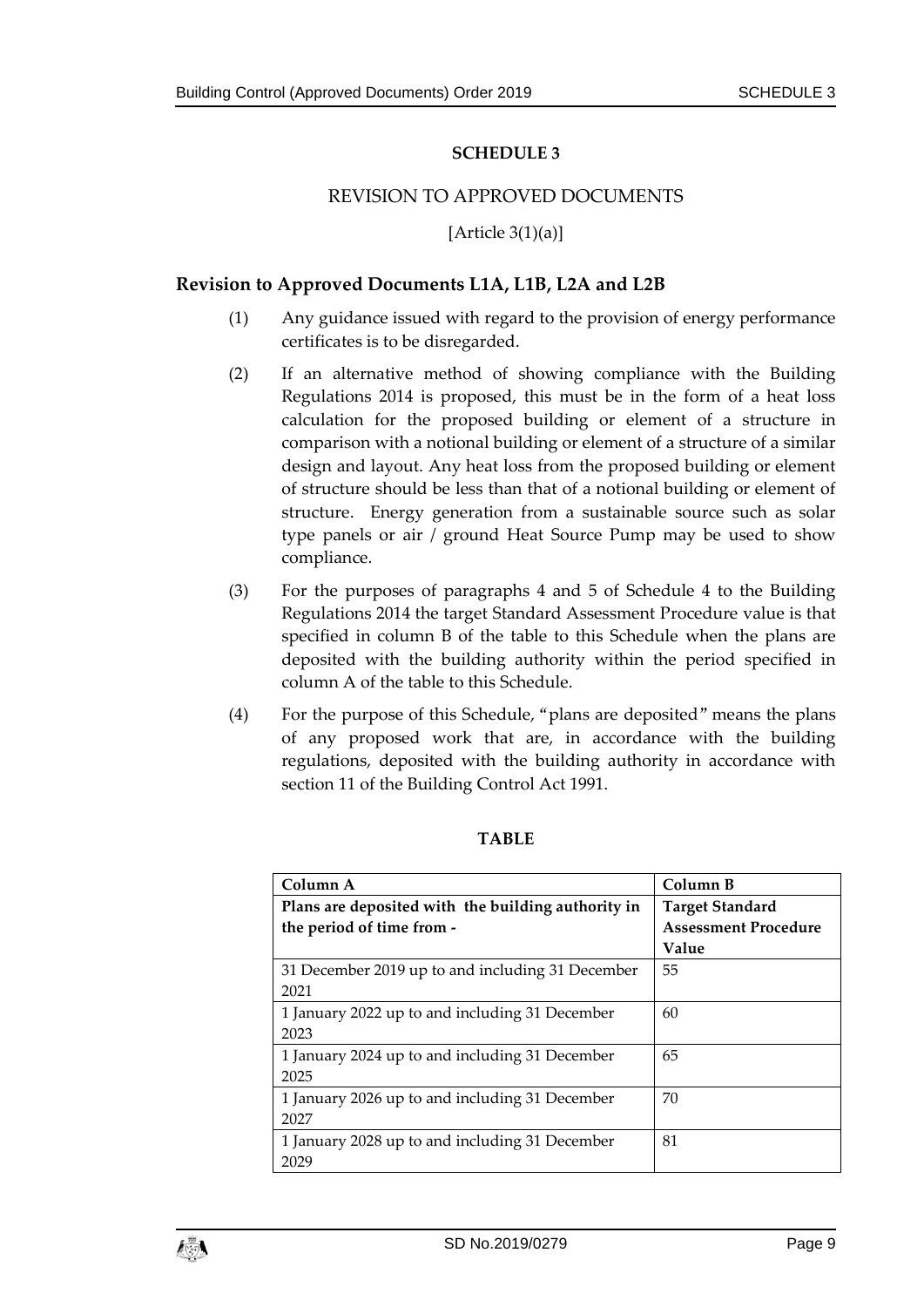# SCHEDULE 3

## REVISION TO APPROVED DOCUMENTS

[Article 3(1)(a)]

### Revision to Approved Documents L1A, L1B, L2A and L2B

(1) Any guidance issued with regard to the provision of energy performance certificates is to be disregarded.

(2) If an alternative method of showing compliance with the Building Regulations 2014 is proposed, this must be in the form of a heat loss calculation for the proposed building or element of a structure in comparison with a notional building or element of a structure of a similar design and layout. Any heat loss from the proposed building or element of structure should be less than that of a notional building or element of structure. Energy generation from a sustainable source such as solar type panels or air / ground Heat Source Pump may be used to show compliance.

(3) For the purposes of paragraphs 4 and 5 of Schedule 4 to the Building Regulations 2014 the target Standard Assessment Procedure value is that specified in column B of the table to this Schedule when the plans are deposited with the building authority within the period specified in column A of the table to this Schedule.

(4) For the purpose of this Schedule, "plans are deposited" means the plans of any proposed work that are, in accordance with the building regulations, deposited with the building authority in accordance with section 11 of the Building Control Act 1991.

**TABLE**

| Column A | Column B |
|---|---|
| **Plans are deposited with the building authority in the period of time from -** | **Target Standard Assessment Procedure Value** |
| 31 December 2019 up to and including 31 December 2021 | 55 |
| 1 January 2022 up to and including 31 December 2023 | 60 |
| 1 January 2024 up to and including 31 December 2025 | 65 |
| 1 January 2026 up to and including 31 December 2027 | 70 |
| 1 January 2028 up to and including 31 December 2029 | 81 |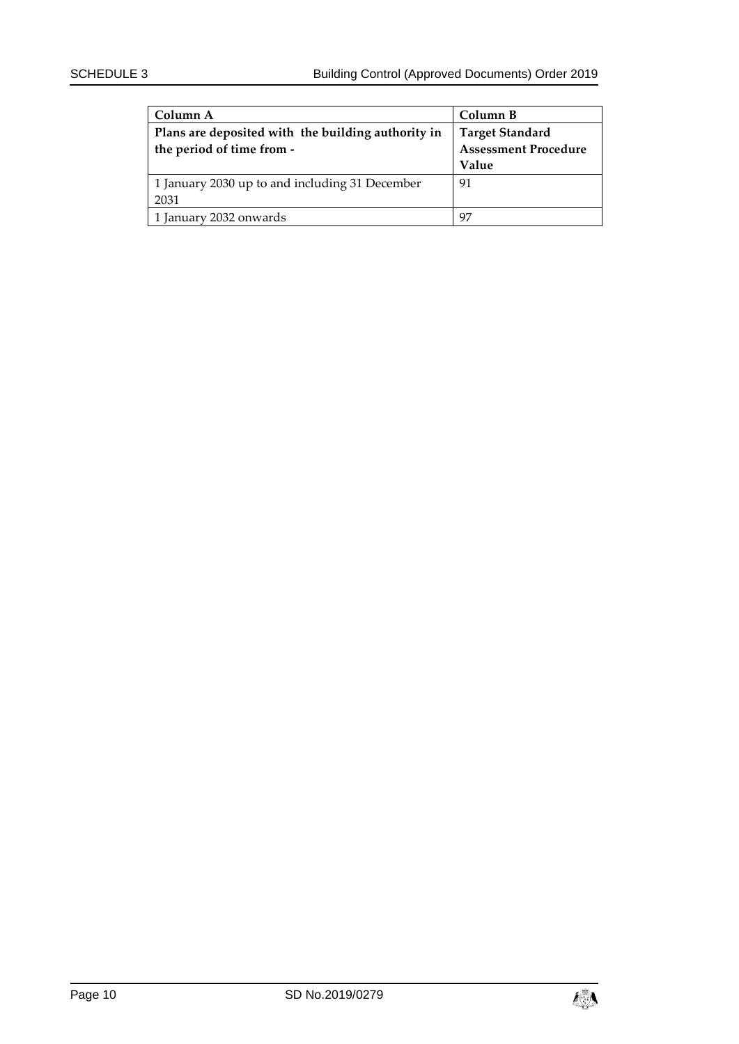| Column A | Column B |
| --- | --- |
| **Plans are deposited with the building authority in the period of time from -** | **Target Standard Assessment Procedure Value** |
| 1 January 2030 up to and including 31 December 2031 | 91 |
| 1 January 2032 onwards | 97 |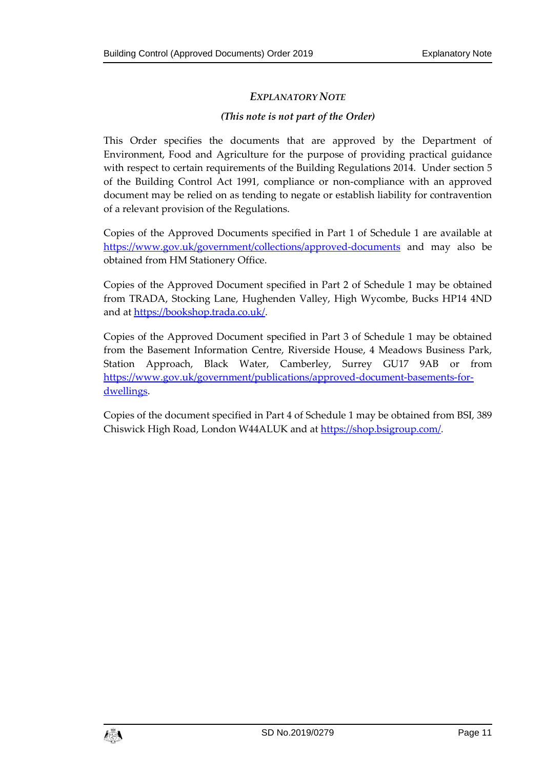## *EXPLANATORY NOTE*

*(This note is not part of the Order)*

This Order specifies the documents that are approved by the Department of Environment, Food and Agriculture for the purpose of providing practical guidance with respect to certain requirements of the Building Regulations 2014. Under section 5 of the Building Control Act 1991, compliance or non-compliance with an approved document may be relied on as tending to negate or establish liability for contravention of a relevant provision of the Regulations.

Copies of the Approved Documents specified in Part 1 of Schedule 1 are available at https://www.gov.uk/government/collections/approved-documents and may also be obtained from HM Stationery Office.

Copies of the Approved Document specified in Part 2 of Schedule 1 may be obtained from TRADA, Stocking Lane, Hughenden Valley, High Wycombe, Bucks HP14 4ND and at https://bookshop.trada.co.uk/.

Copies of the Approved Document specified in Part 3 of Schedule 1 may be obtained from the Basement Information Centre, Riverside House, 4 Meadows Business Park, Station Approach, Black Water, Camberley, Surrey GU17 9AB or from https://www.gov.uk/government/publications/approved-document-basements-for-dwellings.

Copies of the document specified in Part 4 of Schedule 1 may be obtained from BSI, 389 Chiswick High Road, London W44ALUK and at https://shop.bsigroup.com/.